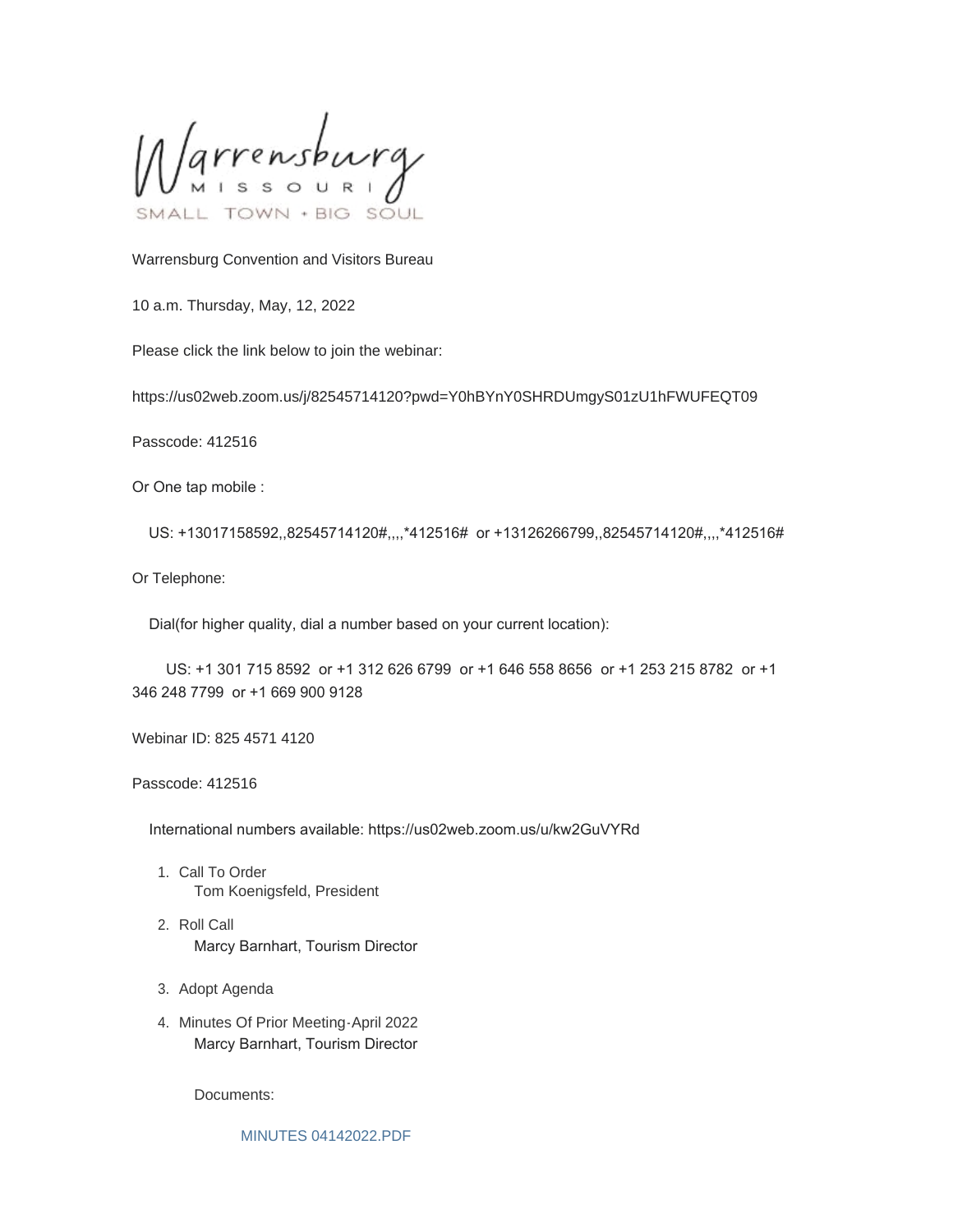Warrensburg

MISSOURI

SMALL TOWN • BIG SOUL

Warrensburg Convention and Visitors Bureau

10 a.m. Thursday, May, 12, 2022

Please click the link below to join the webinar:

https://us02web.zoom.us/j/82545714120?pwd=Y0hBYnY0SHRDUmgyS01zU1hFWUFEQT09

Passcode: 412516

Or One tap mobile :

US: +13017158592,,82545714120#,,,,*412516# or +13126266799,,82545714120#,,,,*412516#

Or Telephone:

Dial(for higher quality, dial a number based on your current location):

US: +1 301 715 8592 or +1 312 626 6799 or +1 646 558 8656 or +1 253 215 8782 or +1 346 248 7799 or +1 669 900 9128

Webinar ID: 825 4571 4120

Passcode: 412516

International numbers available: https://us02web.zoom.us/u/kw2GuVYRd

1. Call To Order
   Tom Koenigsfeld, President

2. Roll Call
   Marcy Barnhart, Tourism Director

3. Adopt Agenda

4. Minutes Of Prior Meeting-April 2022
   Marcy Barnhart, Tourism Director

   Documents:

   MINUTES 04142022.PDF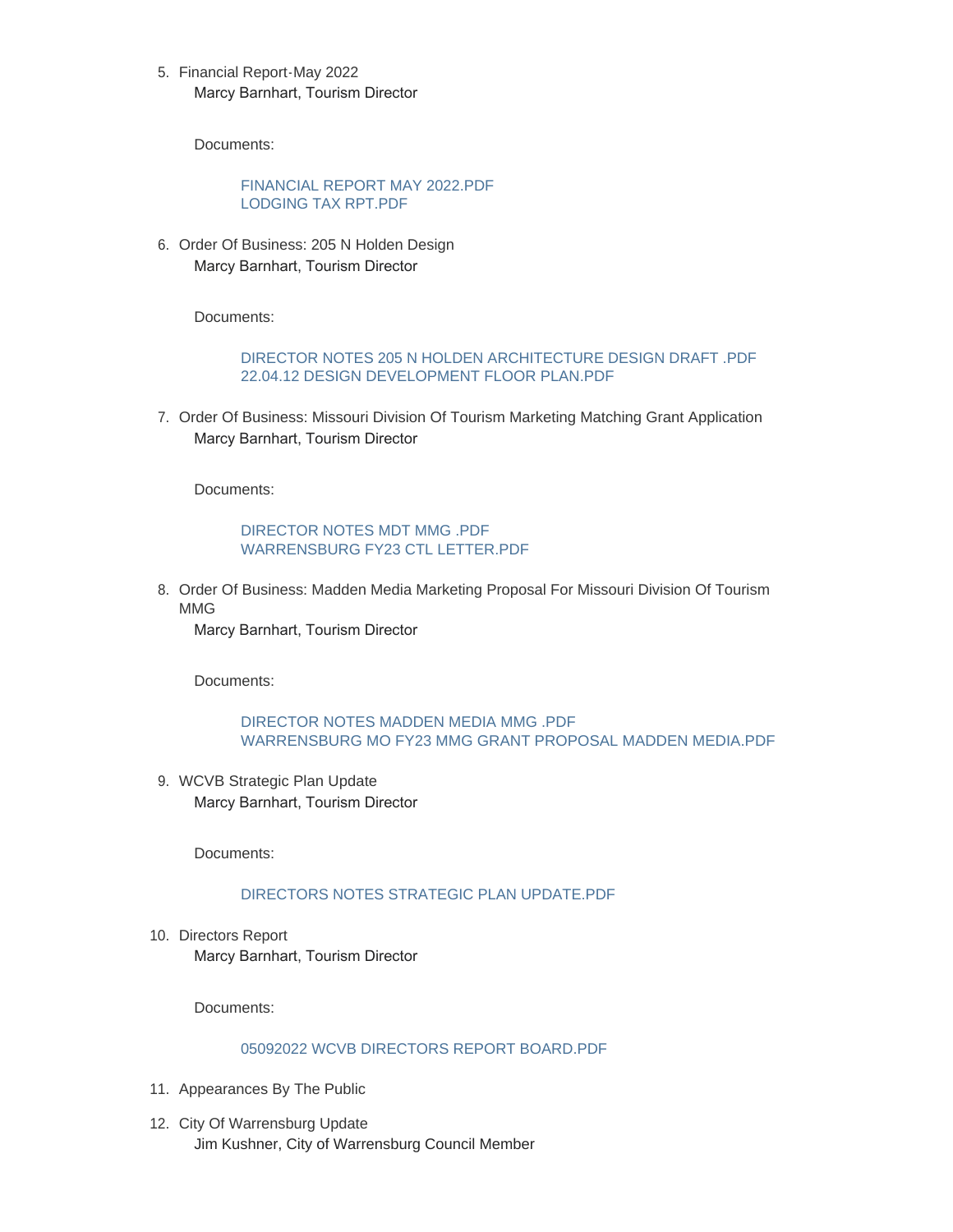5. Financial Report-May 2022

   Marcy Barnhart, Tourism Director

   Documents:

   FINANCIAL REPORT MAY 2022.PDF
   LODGING TAX RPT.PDF

6. Order Of Business: 205 N Holden Design

   Marcy Barnhart, Tourism Director

   Documents:

   DIRECTOR NOTES 205 N HOLDEN ARCHITECTURE DESIGN DRAFT .PDF
   22.04.12 DESIGN DEVELOPMENT FLOOR PLAN.PDF

7. Order Of Business: Missouri Division Of Tourism Marketing Matching Grant Application

   Marcy Barnhart, Tourism Director

   Documents:

   DIRECTOR NOTES MDT MMG .PDF
   WARRENSBURG FY23 CTL LETTER.PDF

8. Order Of Business: Madden Media Marketing Proposal For Missouri Division Of Tourism MMG

   Marcy Barnhart, Tourism Director

   Documents:

   DIRECTOR NOTES MADDEN MEDIA MMG .PDF
   WARRENSBURG MO FY23 MMG GRANT PROPOSAL MADDEN MEDIA.PDF

9. WCVB Strategic Plan Update

   Marcy Barnhart, Tourism Director

   Documents:

   DIRECTORS NOTES STRATEGIC PLAN UPDATE.PDF

10. Directors Report

    Marcy Barnhart, Tourism Director

    Documents:

    05092022 WCVB DIRECTORS REPORT BOARD.PDF

11. Appearances By The Public

12. City Of Warrensburg Update

    Jim Kushner, City of Warrensburg Council Member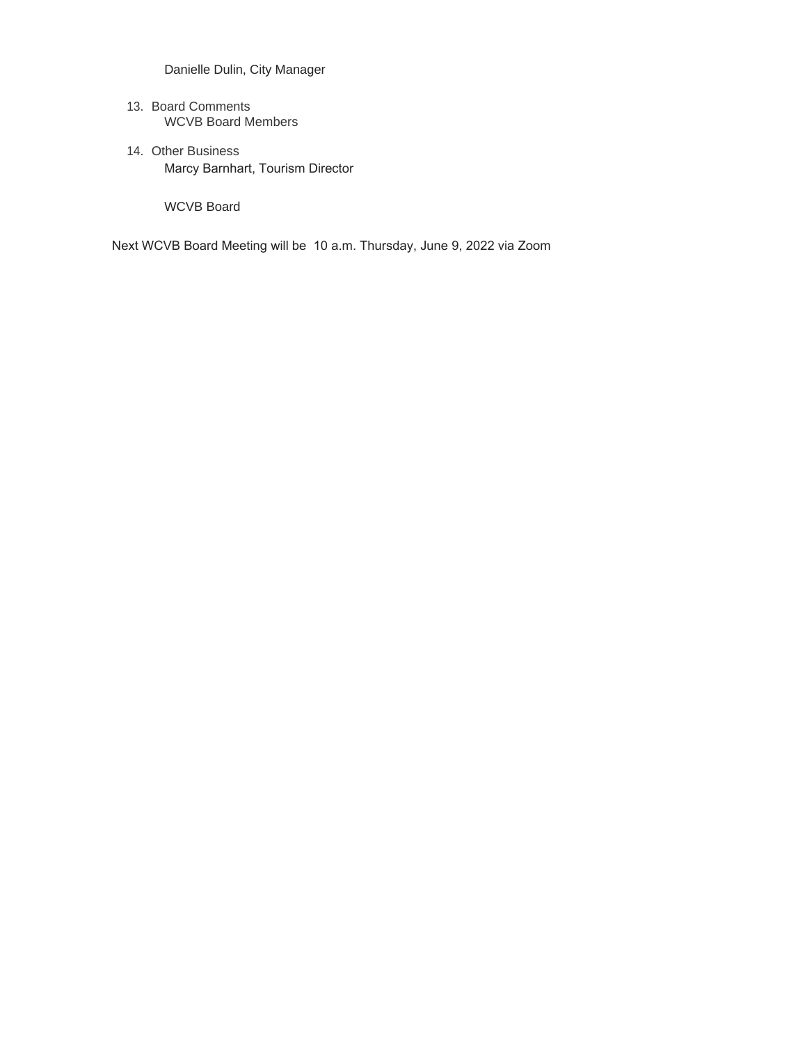Danielle Dulin, City Manager

13. Board Comments
    WCVB Board Members

14. Other Business
    Marcy Barnhart, Tourism Director

    WCVB Board

Next WCVB Board Meeting will be 10 a.m. Thursday, June 9, 2022 via Zoom